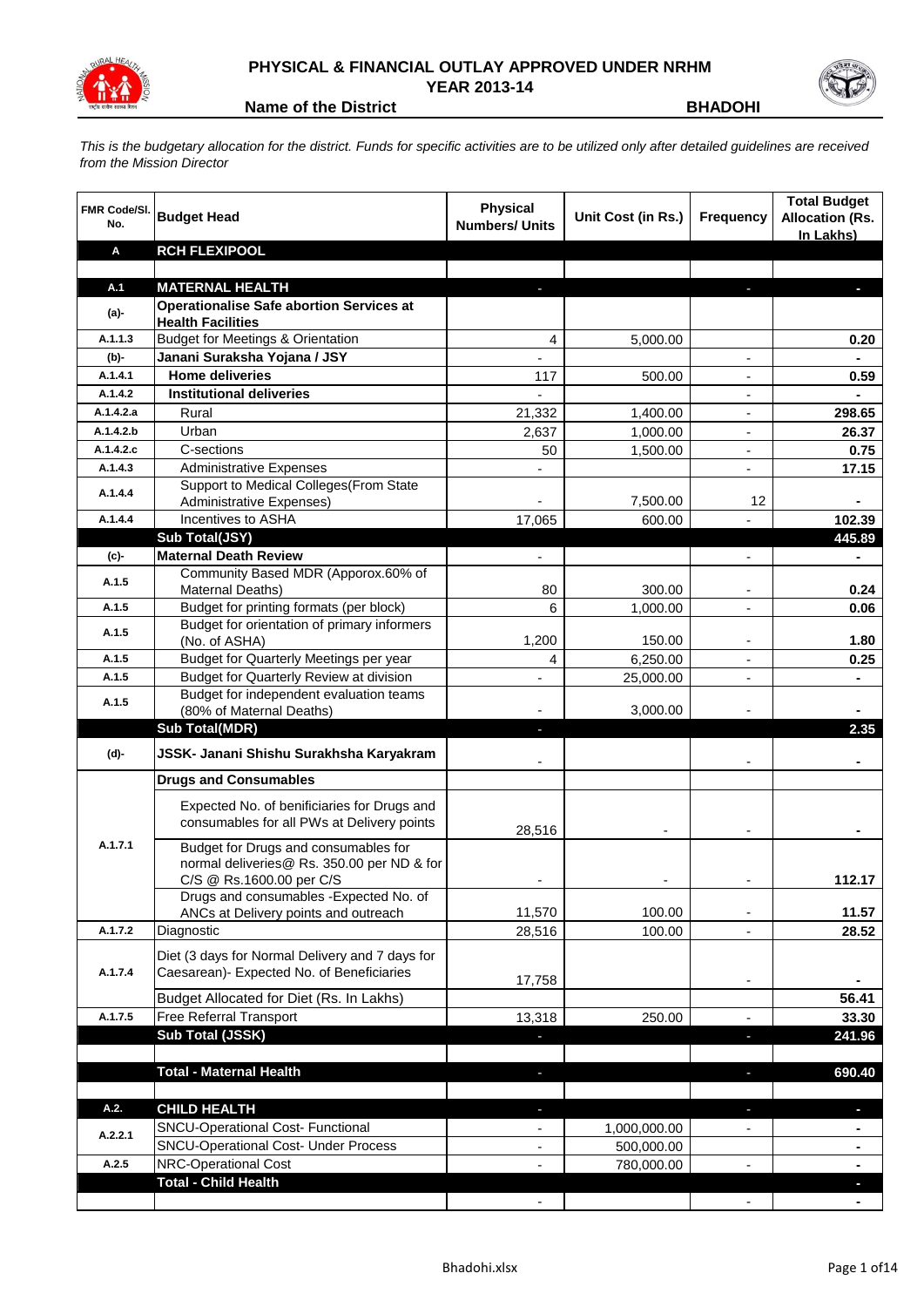# PHYSICAL & FINANCIAL OUTLAY APPROVED UNDER NRHM
## YEAR 2013-14

**Name of the District** **BHADOHI**

*This is the budgetary allocation for the district. Funds for specific activities are to be utilized only after detailed guidelines are received from the Mission Director*

| FMR Code/Sl. No. | Budget Head | Physical Numbers/ Units | Unit Cost (in Rs.) | Frequency | Total Budget Allocation (Rs. In Lakhs) |
|---|---|---|---|---|---|
| **A** | **RCH FLEXIPOOL** | | | | |
| | | | | | |
| **A.1** | **MATERNAL HEALTH** | - | | - | - |
| **(a)-** | **Operationalise Safe abortion Services at Health Facilities** | | | | |
| A.1.1.3 | Budget for Meetings & Orientation | 4 | 5,000.00 | | 0.20 |
| **(b)-** | **Janani Suraksha Yojana / JSY** | - | | - | - |
| A.1.4.1 | **Home deliveries** | 117 | 500.00 | - | 0.59 |
| A.1.4.2 | **Institutional deliveries** | - | | - | - |
| A.1.4.2.a | Rural | 21,332 | 1,400.00 | - | 298.65 |
| A.1.4.2.b | Urban | 2,637 | 1,000.00 | - | 26.37 |
| A.1.4.2.c | C-sections | 50 | 1,500.00 | - | 0.75 |
| A.1.4.3 | Administrative Expenses | - | | - | 17.15 |
| A.1.4.4 | Support to Medical Colleges(From State Administrative Expenses) | - | 7,500.00 | 12 | - |
| A.1.4.4 | Incentives to ASHA | 17,065 | 600.00 | - | 102.39 |
| | **Sub Total(JSY)** | | | | **445.89** |
| **(c)-** | **Maternal Death Review** | - | | - | - |
| A.1.5 | Community Based MDR (Apporox.60% of Maternal Deaths) | 80 | 300.00 | - | 0.24 |
| A.1.5 | Budget for printing formats (per block) | 6 | 1,000.00 | - | 0.06 |
| A.1.5 | Budget for orientation of primary informers (No. of ASHA) | 1,200 | 150.00 | - | 1.80 |
| A.1.5 | Budget for Quarterly Meetings per year | 4 | 6,250.00 | - | 0.25 |
| A.1.5 | Budget for Quarterly Review at division | - | 25,000.00 | - | - |
| A.1.5 | Budget for independent evaluation teams (80% of Maternal Deaths) | - | 3,000.00 | - | - |
| | **Sub Total(MDR)** | - | | | **2.35** |
| **(d)-** | **JSSK- Janani Shishu Surakhsha Karyakram** | - | | - | - |
| | **Drugs and Consumables** | | | | |
| A.1.7.1 | Expected No. of benificiaries for Drugs and consumables for all PWs at Delivery points | 28,516 | - | - | - |
| | Budget for Drugs and consumables for normal deliveries@ Rs. 350.00 per ND & for C/S @ Rs.1600.00 per C/S | - | - | - | 112.17 |
| | Drugs and consumables -Expected No. of ANCs at Delivery points and outreach | 11,570 | 100.00 | - | 11.57 |
| A.1.7.2 | Diagnostic | 28,516 | 100.00 | - | 28.52 |
| A.1.7.4 | Diet (3 days for Normal Delivery and 7 days for Caesarean)- Expected No. of Beneficiaries | 17,758 | | - | - |
| | Budget Allocated for Diet (Rs. In Lakhs) | | | | 56.41 |
| A.1.7.5 | Free Referral Transport | 13,318 | 250.00 | - | 33.30 |
| | **Sub Total (JSSK)** | - | | - | **241.96** |
| | | | | | |
| | **Total - Maternal Health** | - | | - | **690.40** |
| | | | | | |
| **A.2.** | **CHILD HEALTH** | - | | - | - |
| A.2.2.1 | SNCU-Operational Cost- Functional | - | 1,000,000.00 | - | - |
| | SNCU-Operational Cost- Under Process | - | 500,000.00 | | - |
| A.2.5 | NRC-Operational Cost | - | 780,000.00 | - | - |
| | **Total - Child Health** | | | | - |
| | | - | | - | - |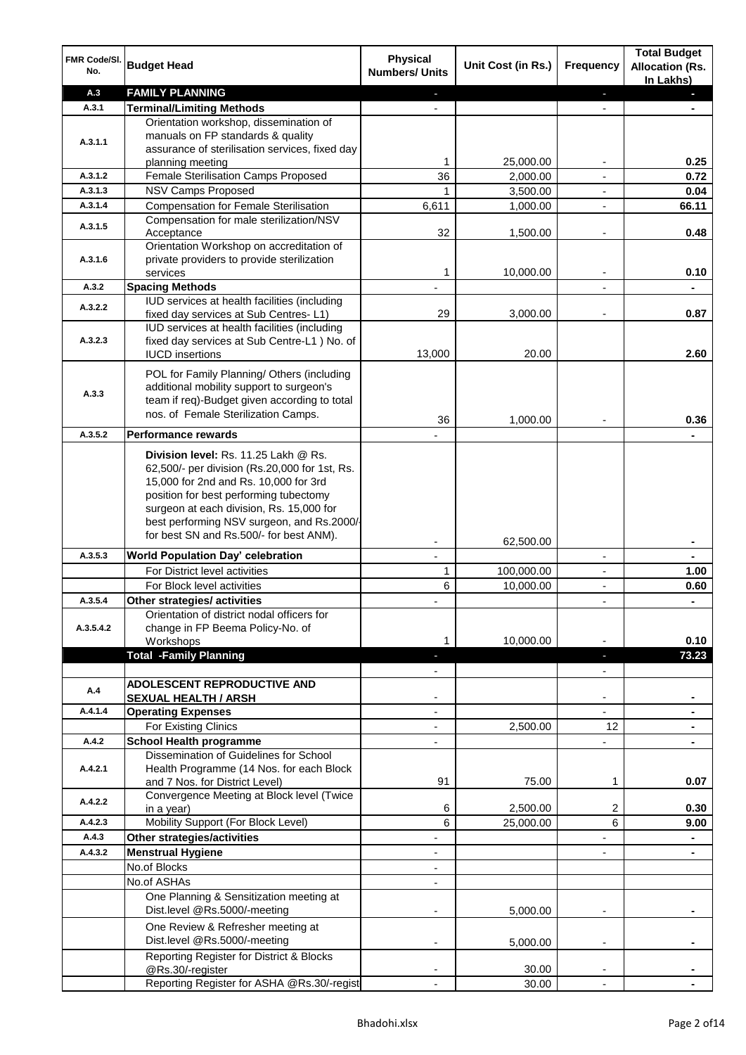| FMR Code/Sl. No. | Budget Head | Physical Numbers/ Units | Unit Cost (in Rs.) | Frequency | Total Budget Allocation (Rs. In Lakhs) |
|---|---|---|---|---|---|
| A.3 | **FAMILY PLANNING** | - | | - | - |
| A.3.1 | **Terminal/Limiting Methods** | - | | - | - |
| A.3.1.1 | Orientation workshop, dissemination of manuals on FP standards & quality assurance of sterilisation services, fixed day planning meeting | 1 | 25,000.00 | - | 0.25 |
| A.3.1.2 | Female Sterilisation Camps Proposed | 36 | 2,000.00 | - | 0.72 |
| A.3.1.3 | NSV Camps Proposed | 1 | 3,500.00 | - | 0.04 |
| A.3.1.4 | Compensation for Female Sterilisation | 6,611 | 1,000.00 | - | 66.11 |
| A.3.1.5 | Compensation for male sterilization/NSV Acceptance | 32 | 1,500.00 | - | 0.48 |
| A.3.1.6 | Orientation Workshop on accreditation of private providers to provide sterilization services | 1 | 10,000.00 | - | 0.10 |
| A.3.2 | **Spacing Methods** | - | | - | - |
| A.3.2.2 | IUD services at health facilities (including fixed day services at Sub Centres- L1) | 29 | 3,000.00 | - | 0.87 |
| A.3.2.3 | IUD services at health facilities (including fixed day services at Sub Centre-L1 ) No. of IUCD insertions | 13,000 | 20.00 | | 2.60 |
| A.3.3 | POL for Family Planning/ Others (including additional mobility support to surgeon's team if req)-Budget given according to total nos. of Female Sterilization Camps. | 36 | 1,000.00 | - | 0.36 |
| A.3.5.2 | **Performance rewards** | - | | | - |
| | **Division level:** Rs. 11.25 Lakh @ Rs. 62,500/- per division (Rs.20,000 for 1st, Rs. 15,000 for 2nd and Rs. 10,000 for 3rd position for best performing tubectomy surgeon at each division, Rs. 15,000 for best performing NSV surgeon, and Rs.2000/- for best SN and Rs.500/- for best ANM). | - | 62,500.00 | | - |
| A.3.5.3 | **World Population Day' celebration** | - | | - | - |
| | For District level activities | 1 | 100,000.00 | - | 1.00 |
| | For Block level activities | 6 | 10,000.00 | - | 0.60 |
| A.3.5.4 | **Other strategies/ activities** | - | | - | - |
| A.3.5.4.2 | Orientation of district nodal officers for change in FP Beema Policy-No. of Workshops | 1 | 10,000.00 | - | 0.10 |
| | **Total -Family Planning** | - | | - | **73.23** |
| | | - | | - | |
| A.4 | **ADOLESCENT REPRODUCTIVE AND SEXUAL HEALTH / ARSH** | - | | - | - |
| A.4.1.4 | **Operating Expenses** | - | | - | - |
| | For Existing Clinics | - | 2,500.00 | 12 | - |
| A.4.2 | **School Health programme** | - | | - | - |
| A.4.2.1 | Dissemination of Guidelines for School Health Programme (14 Nos. for each Block and 7 Nos. for District Level) | 91 | 75.00 | 1 | 0.07 |
| A.4.2.2 | Convergence Meeting at Block level (Twice in a year) | 6 | 2,500.00 | 2 | 0.30 |
| A.4.2.3 | Mobility Support (For Block Level) | 6 | 25,000.00 | 6 | 9.00 |
| A.4.3 | **Other strategies/activities** | - | | - | - |
| A.4.3.2 | **Menstrual Hygiene** | - | | - | - |
| | No.of Blocks | - | | | |
| | No.of ASHAs | - | | | |
| | One Planning & Sensitization meeting at Dist.level @Rs.5000/-meeting | - | 5,000.00 | - | - |
| | One Review & Refresher meeting at Dist.level @Rs.5000/-meeting | - | 5,000.00 | - | - |
| | Reporting Register for District & Blocks @Rs.30/-register | - | 30.00 | - | - |
| | Reporting Register for ASHA @Rs.30/-regist | - | 30.00 | - | - |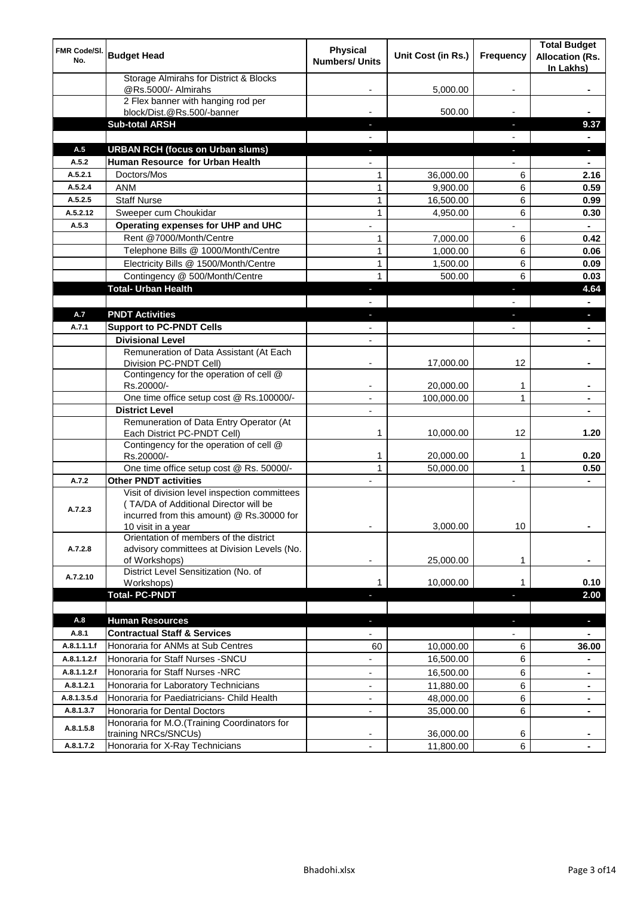| FMR Code/Sl. No. | Budget Head | Physical Numbers/ Units | Unit Cost (in Rs.) | Frequency | Total Budget Allocation (Rs. In Lakhs) |
|---|---|---|---|---|---|
| | Storage Almirahs for District & Blocks @Rs.5000/- Almirahs | - | 5,000.00 | - | - |
| | 2 Flex banner with hanging rod per block/Dist.@Rs.500/-banner | - | 500.00 | - | - |
| | **Sub-total ARSH** | - | | - | **9.37** |
| | | - | | - | - |
| A.5 | **URBAN RCH (focus on Urban slums)** | - | | - | - |
| A.5.2 | **Human Resource for Urban Health** | - | | - | - |
| A.5.2.1 | Doctors/Mos | 1 | 36,000.00 | 6 | **2.16** |
| A.5.2.4 | ANM | 1 | 9,900.00 | 6 | **0.59** |
| A.5.2.5 | Staff Nurse | 1 | 16,500.00 | 6 | **0.99** |
| A.5.2.12 | Sweeper cum Choukidar | 1 | 4,950.00 | 6 | **0.30** |
| A.5.3 | **Operating expenses for UHP and UHC** | - | | - | - |
| | Rent @7000/Month/Centre | 1 | 7,000.00 | 6 | **0.42** |
| | Telephone Bills @ 1000/Month/Centre | 1 | 1,000.00 | 6 | **0.06** |
| | Electricity Bills @ 1500/Month/Centre | 1 | 1,500.00 | 6 | **0.09** |
| | Contingency @ 500/Month/Centre | 1 | 500.00 | 6 | **0.03** |
| | **Total- Urban Health** | - | | - | **4.64** |
| | | - | | - | - |
| A.7 | **PNDT Activities** | - | | - | - |
| A.7.1 | **Support to PC-PNDT Cells** | - | | - | - |
| | **Divisional Level** | - | | | - |
| | Remuneration of Data Assistant (At Each Division PC-PNDT Cell) | - | 17,000.00 | 12 | - |
| | Contingency for the operation of cell @ Rs.20000/- | - | 20,000.00 | 1 | - |
| | One time office setup cost @ Rs.100000/- | - | 100,000.00 | 1 | - |
| | **District Level** | - | | | - |
| | Remuneration of Data Entry Operator (At Each District PC-PNDT Cell) | 1 | 10,000.00 | 12 | **1.20** |
| | Contingency for the operation of cell @ Rs.20000/- | 1 | 20,000.00 | 1 | **0.20** |
| | One time office setup cost @ Rs. 50000/- | 1 | 50,000.00 | 1 | **0.50** |
| A.7.2 | **Other PNDT activities** | - | | - | - |
| A.7.2.3 | Visit of division level inspection committees ( TA/DA of Additional Director will be incurred from this amount) @ Rs.30000 for 10 visit in a year | - | 3,000.00 | 10 | - |
| A.7.2.8 | Orientation of members of the district advisory committees at Division Levels (No. of Workshops) | - | 25,000.00 | 1 | - |
| A.7.2.10 | District Level Sensitization (No. of Workshops) | 1 | 10,000.00 | 1 | **0.10** |
| | **Total- PC-PNDT** | - | | - | **2.00** |
| | | | | | |
| A.8 | **Human Resources** | - | | - | - |
| A.8.1 | **Contractual Staff & Services** | - | | - | - |
| A.8.1.1.1.f | Honoraria for ANMs at Sub Centres | 60 | 10,000.00 | 6 | **36.00** |
| A.8.1.1.2.f | Honoraria for Staff Nurses -SNCU | - | 16,500.00 | 6 | - |
| A.8.1.1.2.f | Honoraria for Staff Nurses -NRC | - | 16,500.00 | 6 | - |
| A.8.1.2.1 | Honoraria for Laboratory Technicians | - | 11,880.00 | 6 | - |
| A.8.1.3.5.d | Honoraria for Paediatricians- Child Health | - | 48,000.00 | 6 | - |
| A.8.1.3.7 | Honoraria for Dental Doctors | - | 35,000.00 | 6 | - |
| A.8.1.5.8 | Honoraria for M.O.(Training Coordinators for training NRCs/SNCUs) | - | 36,000.00 | 6 | - |
| A.8.1.7.2 | Honoraria for X-Ray Technicians | - | 11,800.00 | 6 | - |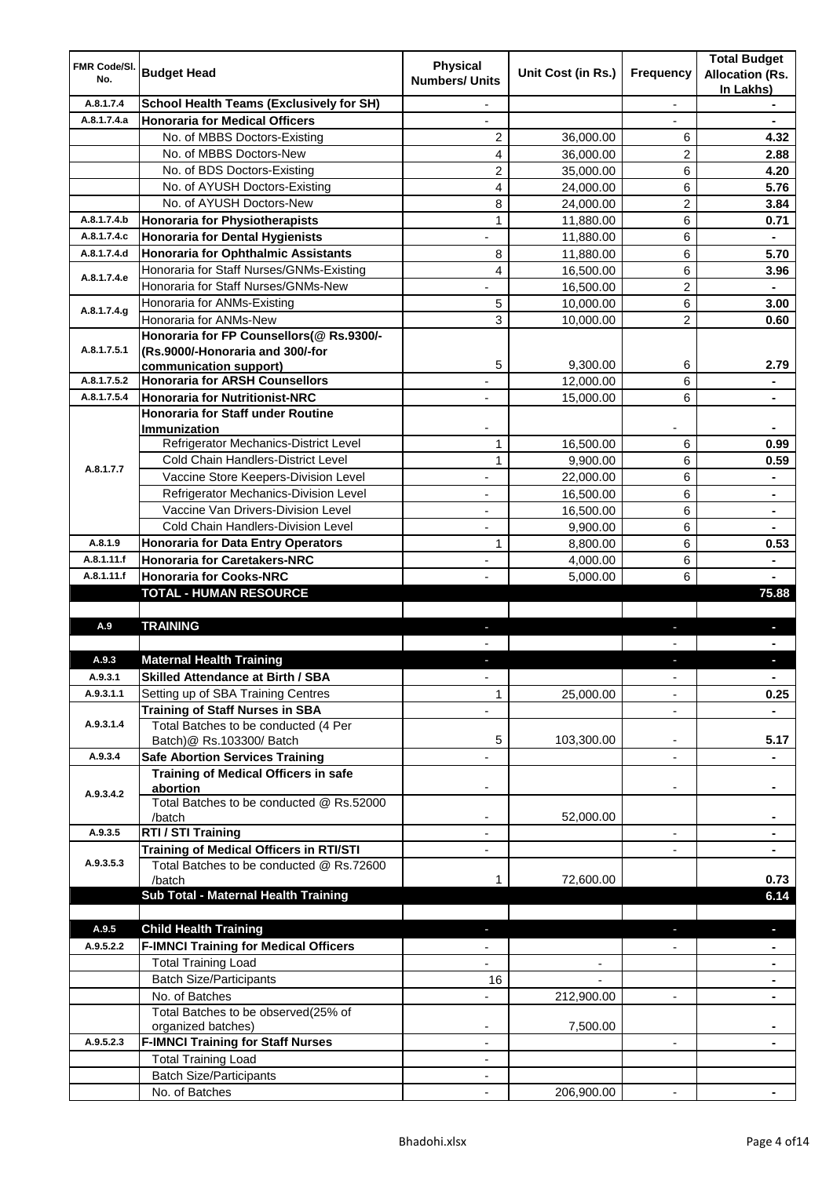| FMR Code/Sl. No. | Budget Head | Physical Numbers/ Units | Unit Cost (in Rs.) | Frequency | Total Budget Allocation (Rs. In Lakhs) |
|---|---|---|---|---|---|
| A.8.1.7.4 | **School Health Teams (Exclusively for SH)** | - | | - | - |
| A.8.1.7.4.a | **Honoraria for Medical Officers** | - | | - | - |
| | No. of MBBS Doctors-Existing | 2 | 36,000.00 | 6 | **4.32** |
| | No. of MBBS Doctors-New | 4 | 36,000.00 | 2 | **2.88** |
| | No. of BDS Doctors-Existing | 2 | 35,000.00 | 6 | **4.20** |
| | No. of AYUSH Doctors-Existing | 4 | 24,000.00 | 6 | **5.76** |
| | No. of AYUSH Doctors-New | 8 | 24,000.00 | 2 | **3.84** |
| A.8.1.7.4.b | **Honoraria for Physiotherapists** | 1 | 11,880.00 | 6 | **0.71** |
| A.8.1.7.4.c | **Honoraria for Dental Hygienists** | - | 11,880.00 | 6 | - |
| A.8.1.7.4.d | **Honoraria for Ophthalmic Assistants** | 8 | 11,880.00 | 6 | **5.70** |
| A.8.1.7.4.e | Honoraria for Staff Nurses/GNMs-Existing | 4 | 16,500.00 | 6 | **3.96** |
| | Honoraria for Staff Nurses/GNMs-New | - | 16,500.00 | 2 | - |
| A.8.1.7.4.g | Honoraria for ANMs-Existing | 5 | 10,000.00 | 6 | **3.00** |
| | Honoraria for ANMs-New | 3 | 10,000.00 | 2 | **0.60** |
| A.8.1.7.5.1 | **Honoraria for FP Counsellors(@ Rs.9300/- (Rs.9000/-Honoraria and 300/-for communication support)** | 5 | 9,300.00 | 6 | **2.79** |
| A.8.1.7.5.2 | **Honoraria for ARSH Counsellors** | - | 12,000.00 | 6 | - |
| A.8.1.7.5.4 | **Honoraria for Nutritionist-NRC** | - | 15,000.00 | 6 | - |
| A.8.1.7.7 | **Honoraria for Staff under Routine Immunization** | - | | - | - |
| | Refrigerator Mechanics-District Level | 1 | 16,500.00 | 6 | **0.99** |
| | Cold Chain Handlers-District Level | 1 | 9,900.00 | 6 | **0.59** |
| | Vaccine Store Keepers-Division Level | - | 22,000.00 | 6 | - |
| | Refrigerator Mechanics-Division Level | - | 16,500.00 | 6 | - |
| | Vaccine Van Drivers-Division Level | - | 16,500.00 | 6 | - |
| | Cold Chain Handlers-Division Level | - | 9,900.00 | 6 | - |
| A.8.1.9 | **Honoraria for Data Entry Operators** | 1 | 8,800.00 | 6 | **0.53** |
| A.8.1.11.f | **Honoraria for Caretakers-NRC** | - | 4,000.00 | 6 | - |
| A.8.1.11.f | **Honoraria for Cooks-NRC** | - | 5,000.00 | 6 | - |
| | **TOTAL - HUMAN RESOURCE** | | | | **75.88** |
| | | | | | |
| A.9 | **TRAINING** | - | | - | - |
| | | - | | - | - |
| A.9.3 | **Maternal Health Training** | - | | - | - |
| A.9.3.1 | **Skilled Attendance at Birth / SBA** | - | | - | - |
| A.9.3.1.1 | Setting up of SBA Training Centres | 1 | 25,000.00 | - | **0.25** |
| A.9.3.1.4 | **Training of Staff Nurses in SBA** | - | | - | - |
| | Total Batches to be conducted (4 Per Batch)@ Rs.103300/ Batch | 5 | 103,300.00 | - | **5.17** |
| A.9.3.4 | **Safe Abortion Services Training** | - | | - | - |
| A.9.3.4.2 | **Training of Medical Officers in safe abortion** | - | | - | - |
| | Total Batches to be conducted @ Rs.52000 /batch | - | 52,000.00 | | - |
| A.9.3.5 | **RTI / STI Training** | - | | - | - |
| A.9.3.5.3 | **Training of Medical Officers in RTI/STI** | - | | - | - |
| | Total Batches to be conducted @ Rs.72600 /batch | 1 | 72,600.00 | | **0.73** |
| | **Sub Total - Maternal Health Training** | | | | **6.14** |
| | | | | | |
| A.9.5 | **Child Health Training** | - | | - | - |
| A.9.5.2.2 | **F-IMNCI Training for Medical Officers** | - | | - | - |
| | Total Training Load | - | - | | - |
| | Batch Size/Participants | 16 | - | | - |
| | No. of Batches | - | 212,900.00 | - | - |
| | Total Batches to be observed(25% of organized batches) | - | 7,500.00 | | - |
| A.9.5.2.3 | **F-IMNCI Training for Staff Nurses** | - | | - | - |
| | Total Training Load | - | | | |
| | Batch Size/Participants | - | | | |
| | No. of Batches | - | 206,900.00 | - | - |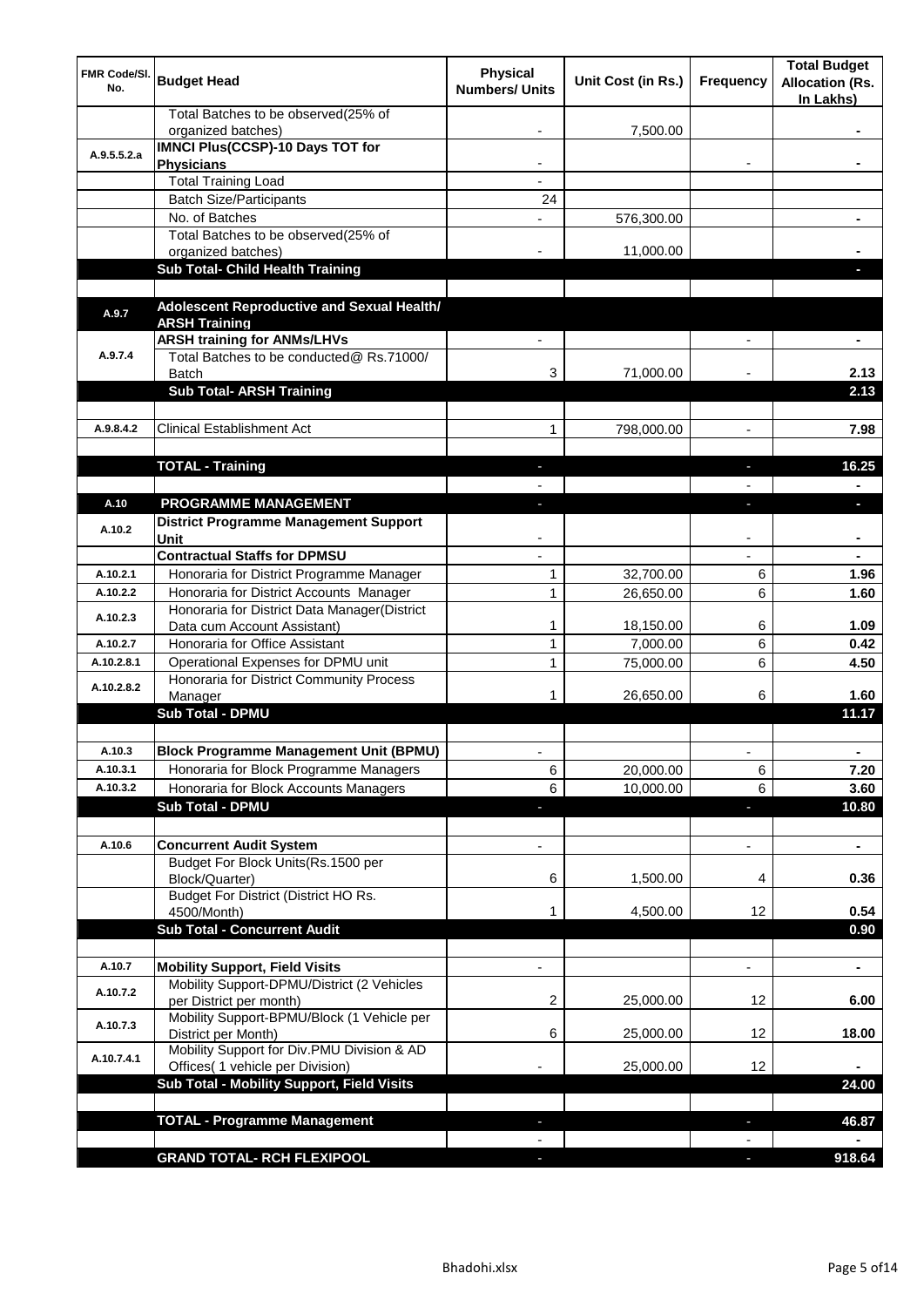| FMR Code/Sl. No. | Budget Head | Physical Numbers/ Units | Unit Cost (in Rs.) | Frequency | Total Budget Allocation (Rs. In Lakhs) |
|---|---|---|---|---|---|
| | Total Batches to be observed(25% of organized batches) | - | 7,500.00 | | - |
| A.9.5.5.2.a | **IMNCI Plus(CCSP)-10 Days TOT for Physicians** | - | | - | - |
| | Total Training Load | - | | | |
| | Batch Size/Participants | 24 | | | |
| | No. of Batches | - | 576,300.00 | | - |
| | Total Batches to be observed(25% of organized batches) | - | 11,000.00 | | - |
| | **Sub Total- Child Health Training** | | | | - |
| | | | | | |
| A.9.7 | **Adolescent Reproductive and Sexual Health/ ARSH Training** | | | | |
| A.9.7.4 | **ARSH training for ANMs/LHVs** | - | | - | - |
| | Total Batches to be conducted@ Rs.71000/ Batch | 3 | 71,000.00 | - | 2.13 |
| | **Sub Total- ARSH Training** | | | | **2.13** |
| | | | | | |
| A.9.8.4.2 | Clinical Establishment Act | 1 | 798,000.00 | - | 7.98 |
| | | | | | |
| | **TOTAL - Training** | - | | - | **16.25** |
| | | - | | - | - |
| A.10 | **PROGRAMME MANAGEMENT** | - | | - | - |
| A.10.2 | **District Programme Management Support Unit** | - | | - | - |
| | **Contractual Staffs for DPMSU** | - | | - | - |
| A.10.2.1 | Honoraria for District Programme Manager | 1 | 32,700.00 | 6 | 1.96 |
| A.10.2.2 | Honoraria for District Accounts Manager | 1 | 26,650.00 | 6 | 1.60 |
| A.10.2.3 | Honoraria for District Data Manager(District Data cum Account Assistant) | 1 | 18,150.00 | 6 | 1.09 |
| A.10.2.7 | Honoraria for Office Assistant | 1 | 7,000.00 | 6 | 0.42 |
| A.10.2.8.1 | Operational Expenses for DPMU unit | 1 | 75,000.00 | 6 | 4.50 |
| A.10.2.8.2 | Honoraria for District Community Process Manager | 1 | 26,650.00 | 6 | 1.60 |
| | **Sub Total - DPMU** | | | | **11.17** |
| | | | | | |
| A.10.3 | **Block Programme Management Unit (BPMU)** | - | | - | - |
| A.10.3.1 | Honoraria for Block Programme Managers | 6 | 20,000.00 | 6 | 7.20 |
| A.10.3.2 | Honoraria for Block Accounts Managers | 6 | 10,000.00 | 6 | 3.60 |
| | **Sub Total - DPMU** | - | | - | **10.80** |
| | | | | | |
| A.10.6 | **Concurrent Audit System** | - | | - | - |
| | Budget For Block Units(Rs.1500 per Block/Quarter) | 6 | 1,500.00 | 4 | 0.36 |
| | Budget For District (District HO Rs. 4500/Month) | 1 | 4,500.00 | 12 | 0.54 |
| | **Sub Total - Concurrent Audit** | | | | **0.90** |
| | | | | | |
| A.10.7 | **Mobility Support, Field Visits** | - | | - | - |
| A.10.7.2 | Mobility Support-DPMU/District (2 Vehicles per District per month) | 2 | 25,000.00 | 12 | 6.00 |
| A.10.7.3 | Mobility Support-BPMU/Block (1 Vehicle per District per Month) | 6 | 25,000.00 | 12 | 18.00 |
| A.10.7.4.1 | Mobility Support for Div.PMU Division & AD Offices( 1 vehicle per Division) | - | 25,000.00 | 12 | - |
| | **Sub Total - Mobility Support, Field Visits** | | | | **24.00** |
| | | | | | |
| | **TOTAL - Programme Management** | - | | - | **46.87** |
| | | - | | - | - |
| | **GRAND TOTAL- RCH FLEXIPOOL** | - | | - | **918.64** |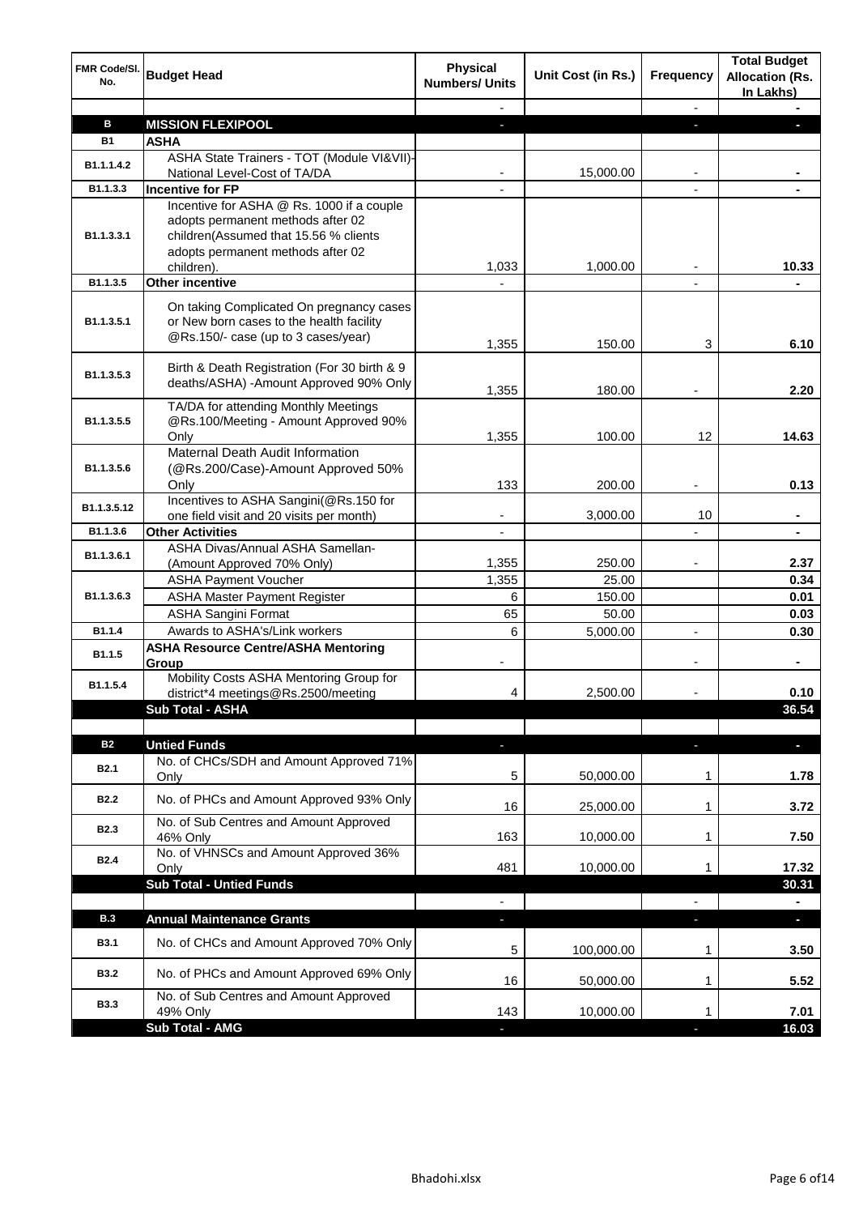| FMR Code/Sl. No. | Budget Head | Physical Numbers/ Units | Unit Cost (in Rs.) | Frequency | Total Budget Allocation (Rs. In Lakhs) |
|---|---|---|---|---|---|
| | | - | | - | - |
| **B** | **MISSION FLEXIPOOL** | - | | - | - |
| **B1** | **ASHA** | | | | |
| B1.1.1.4.2 | ASHA State Trainers - TOT (Module VI&VII)-National Level-Cost of TA/DA | - | 15,000.00 | - | - |
| B1.1.3.3 | **Incentive for FP** | - | | - | - |
| B1.1.3.3.1 | Incentive for ASHA @ Rs. 1000 if a couple adopts permanent methods after 02 children(Assumed that 15.56 % clients adopts permanent methods after 02 children). | 1,033 | 1,000.00 | - | 10.33 |
| B1.1.3.5 | **Other incentive** | - | | - | - |
| B1.1.3.5.1 | On taking Complicated On pregnancy cases or New born cases to the health facility @Rs.150/- case (up to 3 cases/year) | 1,355 | 150.00 | 3 | 6.10 |
| B1.1.3.5.3 | Birth & Death Registration (For 30 birth & 9 deaths/ASHA) -Amount Approved 90% Only | 1,355 | 180.00 | - | 2.20 |
| B1.1.3.5.5 | TA/DA for attending Monthly Meetings @Rs.100/Meeting - Amount Approved 90% Only | 1,355 | 100.00 | 12 | 14.63 |
| B1.1.3.5.6 | Maternal Death Audit Information (@Rs.200/Case)-Amount Approved 50% Only | 133 | 200.00 | - | 0.13 |
| B1.1.3.5.12 | Incentives to ASHA Sangini(@Rs.150 for one field visit and 20 visits per month) | - | 3,000.00 | 10 | - |
| B1.1.3.6 | **Other Activities** | - | | - | - |
| B1.1.3.6.1 | ASHA Divas/Annual ASHA Samellan-(Amount Approved 70% Only) | 1,355 | 250.00 | - | 2.37 |
| B1.1.3.6.3 | ASHA Payment Voucher | 1,355 | 25.00 | | 0.34 |
| | ASHA Master Payment Register | 6 | 150.00 | | 0.01 |
| | ASHA Sangini Format | 65 | 50.00 | | 0.03 |
| B1.1.4 | Awards to ASHA's/Link workers | 6 | 5,000.00 | - | 0.30 |
| B1.1.5 | **ASHA Resource Centre/ASHA Mentoring Group** | - | | - | - |
| B1.1.5.4 | Mobility Costs ASHA Mentoring Group for district*4 meetings@Rs.2500/meeting | 4 | 2,500.00 | - | 0.10 |
| | **Sub Total - ASHA** | | | | **36.54** |
| | | | | | |
| **B2** | **Untied Funds** | - | | - | - |
| B2.1 | No. of CHCs/SDH and Amount Approved 71% Only | 5 | 50,000.00 | 1 | 1.78 |
| B2.2 | No. of PHCs and Amount Approved 93% Only | 16 | 25,000.00 | 1 | 3.72 |
| B2.3 | No. of Sub Centres and Amount Approved 46% Only | 163 | 10,000.00 | 1 | 7.50 |
| B2.4 | No. of VHNSCs and Amount Approved 36% Only | 481 | 10,000.00 | 1 | 17.32 |
| | **Sub Total - Untied Funds** | | | | **30.31** |
| | | - | | - | - |
| **B.3** | **Annual Maintenance Grants** | - | | - | - |
| B3.1 | No. of CHCs and Amount Approved 70% Only | 5 | 100,000.00 | 1 | 3.50 |
| B3.2 | No. of PHCs and Amount Approved 69% Only | 16 | 50,000.00 | 1 | 5.52 |
| B3.3 | No. of Sub Centres and Amount Approved 49% Only | 143 | 10,000.00 | 1 | 7.01 |
| | **Sub Total - AMG** | - | | - | **16.03** |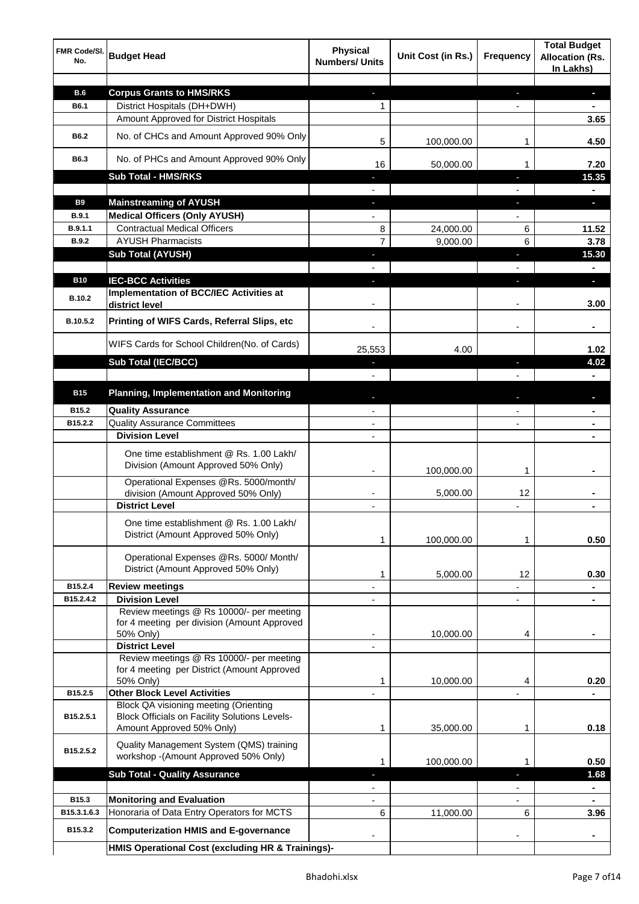| FMR Code/Sl. No. | Budget Head | Physical Numbers/ Units | Unit Cost (in Rs.) | Frequency | Total Budget Allocation (Rs. In Lakhs) |
|---|---|---|---|---|---|
| | | | | | |
| **B.6** | **Corpus Grants to HMS/RKS** | - | | - | - |
| B6.1 | District Hospitals (DH+DWH) | 1 | | - | - |
| | Amount Approved for District Hospitals | | | | 3.65 |
| B6.2 | No. of CHCs and Amount Approved 90% Only | 5 | 100,000.00 | 1 | 4.50 |
| B6.3 | No. of PHCs and Amount Approved 90% Only | 16 | 50,000.00 | 1 | 7.20 |
| | **Sub Total - HMS/RKS** | - | | - | 15.35 |
| | | - | | - | - |
| **B9** | **Mainstreaming of AYUSH** | - | | - | - |
| B.9.1 | **Medical Officers (Only AYUSH)** | - | | - | |
| B.9.1.1 | Contractual Medical Officers | 8 | 24,000.00 | 6 | 11.52 |
| B.9.2 | AYUSH Pharmacists | 7 | 9,000.00 | 6 | 3.78 |
| | **Sub Total (AYUSH)** | - | | - | 15.30 |
| | | - | | - | - |
| **B10** | **IEC-BCC Activities** | - | | - | - |
| B.10.2 | **Implementation of BCC/IEC Activities at district level** | - | | - | 3.00 |
| B.10.5.2 | **Printing of WIFS Cards, Referral Slips, etc** | - | | - | - |
| | WIFS Cards for School Children(No. of Cards) | 25,553 | 4.00 | | 1.02 |
| | **Sub Total (IEC/BCC)** | - | | - | 4.02 |
| | | - | | - | - |
| **B15** | **Planning, Implementation and Monitoring** | - | | - | - |
| B15.2 | **Quality Assurance** | - | | - | - |
| B15.2.2 | Quality Assurance Committees | - | | - | - |
| | **Division Level** | - | | | - |
| | One time establishment @ Rs. 1.00 Lakh/ Division (Amount Approved 50% Only) | - | 100,000.00 | 1 | - |
| | Operational Expenses @Rs. 5000/month/ division (Amount Approved 50% Only) | - | 5,000.00 | 12 | - |
| | **District Level** | - | | - | - |
| | One time establishment @ Rs. 1.00 Lakh/ District (Amount Approved 50% Only) | 1 | 100,000.00 | 1 | 0.50 |
| | Operational Expenses @Rs. 5000/ Month/ District (Amount Approved 50% Only) | 1 | 5,000.00 | 12 | 0.30 |
| B15.2.4 | **Review meetings** | - | | - | - |
| B15.2.4.2 | **Division Level** | - | | - | - |
| | Review meetings @ Rs 10000/- per meeting for 4 meeting per division (Amount Approved 50% Only) | - | 10,000.00 | 4 | - |
| | **District Level** | - | | | |
| | Review meetings @ Rs 10000/- per meeting for 4 meeting per District (Amount Approved 50% Only) | 1 | 10,000.00 | 4 | 0.20 |
| B15.2.5 | **Other Block Level Activities** | - | | - | - |
| B15.2.5.1 | Block QA visioning meeting (Orienting Block Officials on Facility Solutions Levels- Amount Approved 50% Only) | 1 | 35,000.00 | 1 | 0.18 |
| B15.2.5.2 | Quality Management System (QMS) training workshop -(Amount Approved 50% Only) | 1 | 100,000.00 | 1 | 0.50 |
| | **Sub Total - Quality Assurance** | - | | - | 1.68 |
| | | - | | - | - |
| B15.3 | **Monitoring and Evaluation** | - | | - | - |
| B15.3.1.6.3 | Honoraria of Data Entry Operators for MCTS | 6 | 11,000.00 | 6 | 3.96 |
| B15.3.2 | **Computerization HMIS and E-governance** | - | | - | - |
| | **HMIS Operational Cost (excluding HR & Trainings)-** | | | | |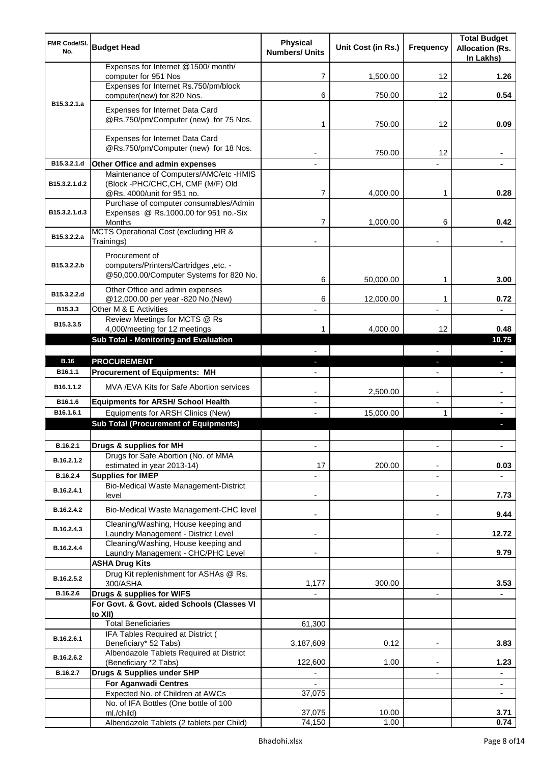| FMR Code/Sl. No. | Budget Head | Physical Numbers/ Units | Unit Cost (in Rs.) | Frequency | Total Budget Allocation (Rs. In Lakhs) |
|---|---|---|---|---|---|
| B15.3.2.1.a | Expenses for Internet @1500/ month/ computer for 951 Nos | 7 | 1,500.00 | 12 | **1.26** |
| | Expenses for Internet Rs.750/pm/block computer(new) for 820 Nos. | 6 | 750.00 | 12 | **0.54** |
| | Expenses for Internet Data Card @Rs.750/pm/Computer (new) for 75 Nos. | 1 | 750.00 | 12 | **0.09** |
| | Expenses for Internet Data Card @Rs.750/pm/Computer (new) for 18 Nos. | - | 750.00 | 12 | **-** |
| B15.3.2.1.d | **Other Office and admin expenses** | - | | - | **-** |
| B15.3.2.1.d.2 | Maintenance of Computers/AMC/etc -HMIS (Block -PHC/CHC,CH, CMF (M/F) Old @Rs. 4000/unit for 951 no. | 7 | 4,000.00 | 1 | **0.28** |
| B15.3.2.1.d.3 | Purchase of computer consumables/Admin Expenses @ Rs.1000.00 for 951 no.-Six Months | 7 | 1,000.00 | 6 | **0.42** |
| B15.3.2.2.a | MCTS Operational Cost (excluding HR & Trainings) | - | | - | **-** |
| B15.3.2.2.b | Procurement of computers/Printers/Cartridges ,etc. - @50,000.00/Computer Systems for 820 No. | 6 | 50,000.00 | 1 | **3.00** |
| B15.3.2.2.d | Other Office and admin expenses @12,000.00 per year -820 No.(New) | 6 | 12,000.00 | 1 | **0.72** |
| B15.3.3 | Other M & E Activities | - | | - | **-** |
| B15.3.3.5 | Review Meetings for MCTS @ Rs 4,000/meeting for 12 meetings | 1 | 4,000.00 | 12 | **0.48** |
| | **Sub Total - Monitoring and Evaluation** | | | | **10.75** |
| | | - | | - | **-** |
| **B.16** | **PROCUREMENT** | - | | - | **-** |
| B16.1.1 | **Procurement of Equipments: MH** | - | | - | **-** |
| B16.1.1.2 | MVA /EVA Kits for Safe Abortion services | - | 2,500.00 | - | **-** |
| B16.1.6 | **Equipments for ARSH/ School Health** | - | | - | **-** |
| B16.1.6.1 | Equipments for ARSH Clinics (New) | - | 15,000.00 | 1 | **-** |
| | **Sub Total (Procurement of Equipments)** | | | | **-** |
| | | | | | |
| B.16.2.1 | **Drugs & supplies for MH** | - | | - | **-** |
| B.16.2.1.2 | Drugs for Safe Abortion (No. of MMA estimated in year 2013-14) | 17 | 200.00 | - | **0.03** |
| B.16.2.4 | **Supplies for IMEP** | - | | - | **-** |
| B.16.2.4.1 | Bio-Medical Waste Management-District level | - | | - | **7.73** |
| B.16.2.4.2 | Bio-Medical Waste Management-CHC level | - | | - | **9.44** |
| B.16.2.4.3 | Cleaning/Washing, House keeping and Laundry Management - District Level | - | | - | **12.72** |
| B.16.2.4.4 | Cleaning/Washing, House keeping and Laundry Management - CHC/PHC Level | - | | - | **9.79** |
| | **ASHA Drug Kits** | | | | |
| B.16.2.5.2 | Drug Kit replenishment for ASHAs @ Rs. 300/ASHA | 1,177 | 300.00 | | **3.53** |
| B.16.2.6 | **Drugs & supplies for WIFS** | - | | - | **-** |
| | **For Govt. & Govt. aided Schools (Classes VI to XII)** | | | | |
| | Total Beneficiaries | 61,300 | | | |
| B.16.2.6.1 | IFA Tables Required at District ( Beneficiary* 52 Tabs) | 3,187,609 | 0.12 | - | **3.83** |
| B.16.2.6.2 | Albendazole Tablets Required at District (Beneficiary *2 Tabs) | 122,600 | 1.00 | - | **1.23** |
| B.16.2.7 | **Drugs & Supplies under SHP** | - | | - | **-** |
| | **For Aganwadi Centres** | - | | | **-** |
| | Expected No. of Children at AWCs | 37,075 | | | **-** |
| | No. of IFA Bottles (One bottle of 100 ml./child) | 37,075 | 10.00 | | **3.71** |
| | Albendazole Tablets (2 tablets per Child) | 74,150 | 1.00 | | **0.74** |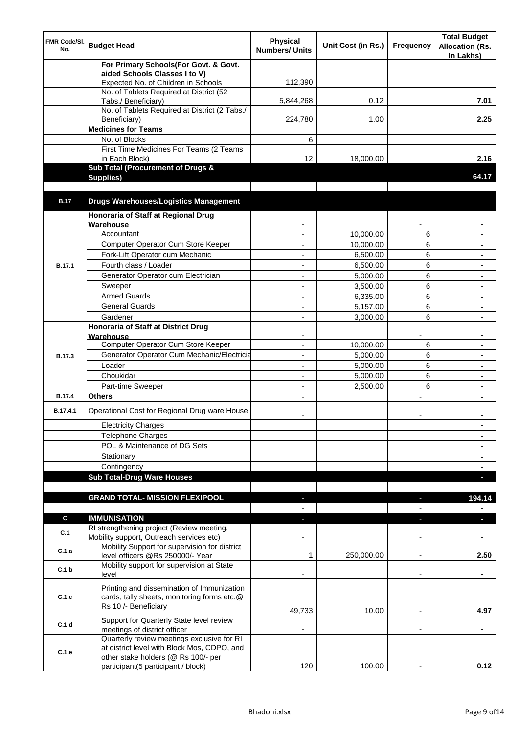| FMR Code/Sl. No. | Budget Head | Physical Numbers/ Units | Unit Cost (in Rs.) | Frequency | Total Budget Allocation (Rs. In Lakhs) |
|---|---|---|---|---|---|
| | **For Primary Schools(For Govt. & Govt. aided Schools Classes I to V)** | | | | |
| | Expected No. of Children in Schools | 112,390 | | | |
| | No. of Tablets Required at District (52 Tabs./ Beneficiary) | 5,844,268 | 0.12 | | **7.01** |
| | No. of Tablets Required at District (2 Tabs./ Beneficiary) | 224,780 | 1.00 | | **2.25** |
| | **Medicines for Teams** | | | | |
| | No. of Blocks | 6 | | | |
| | First Time Medicines For Teams (2 Teams in Each Block) | 12 | 18,000.00 | | **2.16** |
| | **Sub Total (Procurement of Drugs & Supplies)** | | | | **64.17** |
| | | | | | |
| **B.17** | **Drugs Warehouses/Logistics Management** | - | | - | - |
| B.17.1 | **Honoraria of Staff at Regional Drug Warehouse** | - | | - | - |
| | Accountant | - | 10,000.00 | 6 | - |
| | Computer Operator Cum Store Keeper | - | 10,000.00 | 6 | - |
| | Fork-Lift Operator cum Mechanic | - | 6,500.00 | 6 | - |
| | Fourth class / Loader | - | 6,500.00 | 6 | - |
| | Generator Operator cum Electrician | - | 5,000.00 | 6 | - |
| | Sweeper | - | 3,500.00 | 6 | - |
| | Armed Guards | - | 6,335.00 | 6 | - |
| | General Guards | - | 5,157.00 | 6 | - |
| | Gardener | - | 3,000.00 | 6 | - |
| B.17.3 | **Honoraria of Staff at District Drug Warehouse** | - | | - | - |
| | Computer Operator Cum Store Keeper | - | 10,000.00 | 6 | - |
| | Generator Operator Cum Mechanic/Electricia | - | 5,000.00 | 6 | - |
| | Loader | - | 5,000.00 | 6 | - |
| | Choukidar | - | 5,000.00 | 6 | - |
| | Part-time Sweeper | - | 2,500.00 | 6 | - |
| **B.17.4** | **Others** | - | | - | - |
| **B.17.4.1** | Operational Cost for Regional Drug ware House | - | | - | - |
| | Electricity Charges | | | | - |
| | Telephone Charges | | | | - |
| | POL & Maintenance of DG Sets | | | | - |
| | Stationary | | | | - |
| | Contingency | | | | - |
| | **Sub Total-Drug Ware Houses** | | | | - |
| | | | | | |
| | **GRAND TOTAL- MISSION FLEXIPOOL** | - | | - | **194.14** |
| | | - | | - | - |
| **C** | **IMMUNISATION** | - | | - | - |
| **C.1** | RI strengthening project (Review meeting, Mobility support, Outreach services etc) | - | | - | - |
| **C.1.a** | Mobility Support for supervision for district level officers @Rs 250000/- Year | 1 | 250,000.00 | - | **2.50** |
| **C.1.b** | Mobility support for supervision at State level | - | | - | - |
| **C.1.c** | Printing and dissemination of Immunization cards, tally sheets, monitoring forms etc.@ Rs 10 /- Beneficiary | 49,733 | 10.00 | - | **4.97** |
| **C.1.d** | Support for Quarterly State level review meetings of district officer | - | | - | - |
| **C.1.e** | Quarterly review meetings exclusive for RI at district level with Block Mos, CDPO, and other stake holders (@ Rs 100/- per participant(5 participant / block) | 120 | 100.00 | - | **0.12** |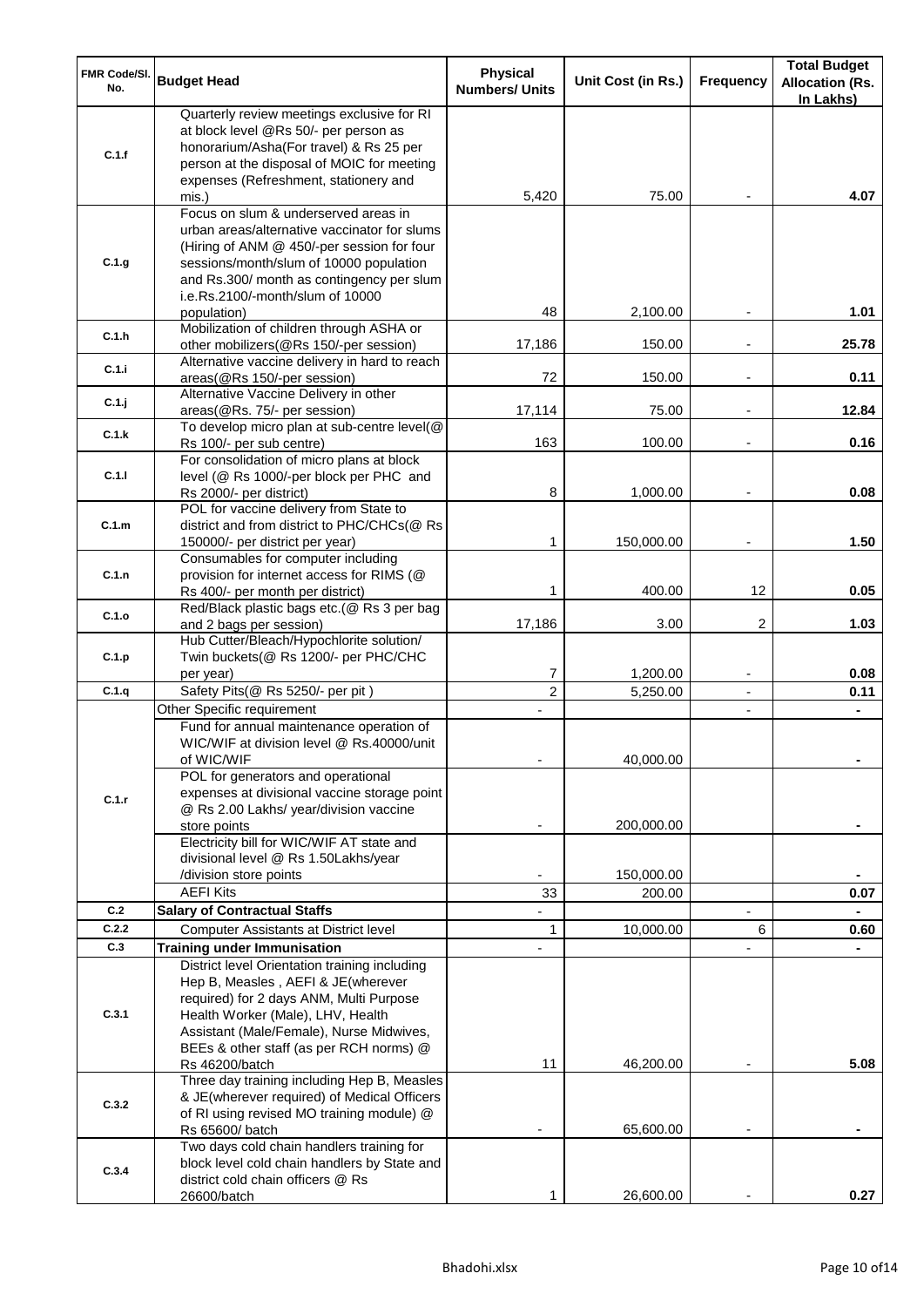| FMR Code/Sl. No. | Budget Head | Physical Numbers/ Units | Unit Cost (in Rs.) | Frequency | Total Budget Allocation (Rs. In Lakhs) |
|---|---|---|---|---|---|
| C.1.f | Quarterly review meetings exclusive for RI at block level @Rs 50/- per person as honorarium/Asha(For travel) & Rs 25 per person at the disposal of MOIC for meeting expenses (Refreshment, stationery and mis.) | 5,420 | 75.00 | - | 4.07 |
| C.1.g | Focus on slum & underserved areas in urban areas/alternative vaccinator for slums (Hiring of ANM @ 450/-per session for four sessions/month/slum of 10000 population and Rs.300/ month as contingency per slum i.e.Rs.2100/-month/slum of 10000 population) | 48 | 2,100.00 | - | 1.01 |
| C.1.h | Mobilization of children through ASHA or other mobilizers(@Rs 150/-per session) | 17,186 | 150.00 | - | 25.78 |
| C.1.i | Alternative vaccine delivery in hard to reach areas(@Rs 150/-per session) | 72 | 150.00 | - | 0.11 |
| C.1.j | Alternative Vaccine Delivery in other areas(@Rs. 75/- per session) | 17,114 | 75.00 | - | 12.84 |
| C.1.k | To develop micro plan at sub-centre level(@ Rs 100/- per sub centre) | 163 | 100.00 | - | 0.16 |
| C.1.l | For consolidation of micro plans at block level (@ Rs 1000/-per block per PHC and Rs 2000/- per district) | 8 | 1,000.00 | - | 0.08 |
| C.1.m | POL for vaccine delivery from State to district and from district to PHC/CHCs(@ Rs 150000/- per district per year) | 1 | 150,000.00 | - | 1.50 |
| C.1.n | Consumables for computer including provision for internet access for RIMS (@ Rs 400/- per month per district) | 1 | 400.00 | 12 | 0.05 |
| C.1.o | Red/Black plastic bags etc.(@ Rs 3 per bag and 2 bags per session) | 17,186 | 3.00 | 2 | 1.03 |
| C.1.p | Hub Cutter/Bleach/Hypochlorite solution/ Twin buckets(@ Rs 1200/- per PHC/CHC per year) | 7 | 1,200.00 | - | 0.08 |
| C.1.q | Safety Pits(@ Rs 5250/- per pit ) | 2 | 5,250.00 | - | 0.11 |
| C.1.r | Other Specific requirement | - | | - | - |
| | Fund for annual maintenance operation of WIC/WIF at division level @ Rs.40000/unit of WIC/WIF | - | 40,000.00 | | - |
| | POL for generators and operational expenses at divisional vaccine storage point @ Rs 2.00 Lakhs/ year/division vaccine store points | - | 200,000.00 | | - |
| | Electricity bill for WIC/WIF AT state and divisional level @ Rs 1.50Lakhs/year /division store points | - | 150,000.00 | | - |
| | AEFI Kits | 33 | 200.00 | | 0.07 |
| C.2 | **Salary of Contractual Staffs** | - | | - | - |
| C.2.2 | Computer Assistants at District level | 1 | 10,000.00 | 6 | 0.60 |
| C.3 | **Training under Immunisation** | - | | - | - |
| C.3.1 | District level Orientation training including Hep B, Measles , AEFI & JE(wherever required) for 2 days ANM, Multi Purpose Health Worker (Male), LHV, Health Assistant (Male/Female), Nurse Midwives, BEEs & other staff (as per RCH norms) @ Rs 46200/batch | 11 | 46,200.00 | - | 5.08 |
| C.3.2 | Three day training including Hep B, Measles & JE(wherever required) of Medical Officers of RI using revised MO training module) @ Rs 65600/ batch | - | 65,600.00 | - | - |
| C.3.4 | Two days cold chain handlers training for block level cold chain handlers by State and district cold chain officers @ Rs 26600/batch | 1 | 26,600.00 | - | 0.27 |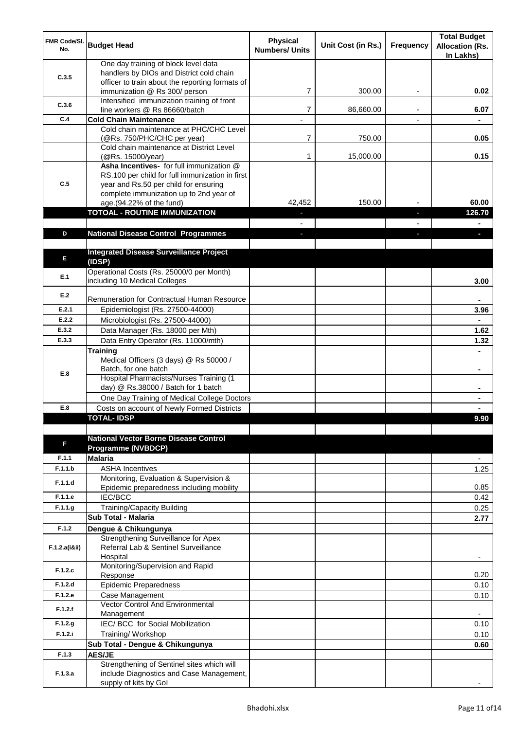| FMR Code/Sl. No. | Budget Head | Physical Numbers/ Units | Unit Cost (in Rs.) | Frequency | Total Budget Allocation (Rs. In Lakhs) |
|---|---|---|---|---|---|
| C.3.5 | One day training of block level data handlers by DIOs and District cold chain officer to train about the reporting formats of immunization @ Rs 300/ person | 7 | 300.00 | - | 0.02 |
| C.3.6 | Intensified immunization training of front line workers @ Rs 86660/batch | 7 | 86,660.00 | - | 6.07 |
| C.4 | **Cold Chain Maintenance** | - | | - | - |
| | Cold chain maintenance at PHC/CHC Level (@Rs. 750/PHC/CHC per year) | 7 | 750.00 | | 0.05 |
| | Cold chain maintenance at District Level (@Rs. 15000/year) | 1 | 15,000.00 | | 0.15 |
| C.5 | **Asha Incentives-** for full immunization @ RS.100 per child for full immunization in first year and Rs.50 per child for ensuring complete immunization up to 2nd year of age.(94.22% of the fund) | 42,452 | 150.00 | - | 60.00 |
| | **TOTOAL - ROUTINE IMMUNIZATION** | - | | - | **126.70** |
| | | - | | - | - |
| D | **National Disease Control Programmes** | - | | - | - |
| | | | | | |
| E | **Integrated Disease Surveillance Project (IDSP)** | | | | |
| E.1 | Operational Costs (Rs. 25000/0 per Month) including 10 Medical Colleges | | | | 3.00 |
| E.2 | Remuneration for Contractual Human Resource | | | | - |
| E.2.1 | Epidemiologist (Rs. 27500-44000) | | | | 3.96 |
| E.2.2 | Microbiologist (Rs. 27500-44000) | | | | - |
| E.3.2 | Data Manager (Rs. 18000 per Mth) | | | | 1.62 |
| E.3.3 | Data Entry Operator (Rs. 11000/mth) | | | | 1.32 |
| E.8 | **Training** | | | | - |
| | Medical Officers (3 days) @ Rs 50000 / Batch, for one batch | | | | - |
| | Hospital Pharmacists/Nurses Training (1 day) @ Rs.38000 / Batch for 1 batch | | | | - |
| | One Day Training of Medical College Doctors | | | | - |
| E.8 | Costs on account of Newly Formed Districts | | | | - |
| | **TOTAL- IDSP** | | | | **9.90** |
| | | | | | |
| F | **National Vector Borne Disease Control Programme (NVBDCP)** | | | | |
| F.1.1 | **Malaria** | | | | - |
| F.1.1.b | ASHA Incentives | | | | 1.25 |
| F.1.1.d | Monitoring, Evaluation & Supervision & Epidemic preparedness including mobility | | | | 0.85 |
| F.1.1.e | IEC/BCC | | | | 0.42 |
| F.1.1.g | Training/Capacity Building | | | | 0.25 |
| | **Sub Total - Malaria** | | | | **2.77** |
| F.1.2 | **Dengue & Chikungunya** | | | | |
| F.1.2.a(i&ii) | Strengthening Surveillance for Apex Referral Lab & Sentinel Surveillance Hospital | | | | - |
| F.1.2.c | Monitoring/Supervision and Rapid Response | | | | 0.20 |
| F.1.2.d | Epidemic Preparedness | | | | 0.10 |
| F.1.2.e | Case Management | | | | 0.10 |
| F.1.2.f | Vector Control And Environmental Management | | | | - |
| F.1.2.g | IEC/ BCC for Social Mobilization | | | | 0.10 |
| F.1.2.i | Training/ Workshop | | | | 0.10 |
| | **Sub Total - Dengue & Chikungunya** | | | | **0.60** |
| F.1.3 | **AES/JE** | | | | |
| F.1.3.a | Strengthening of Sentinel sites which will include Diagnostics and Case Management, supply of kits by GoI | | | | - |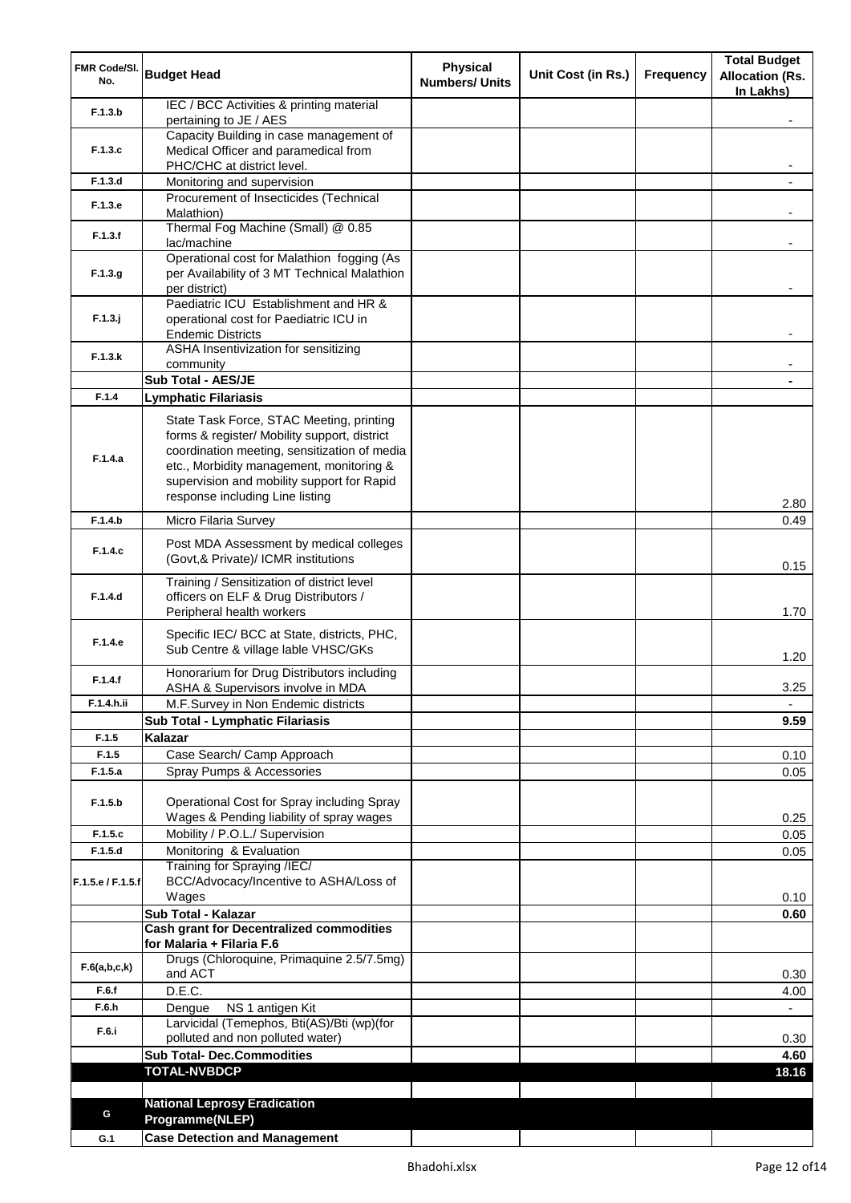| FMR Code/Sl. No. | Budget Head | Physical Numbers/ Units | Unit Cost (in Rs.) | Frequency | Total Budget Allocation (Rs. In Lakhs) |
|---|---|---|---|---|---|
| F.1.3.b | IEC / BCC Activities & printing material pertaining to JE / AES | | | | - |
| F.1.3.c | Capacity Building in case management of Medical Officer and paramedical from PHC/CHC at district level. | | | | - |
| F.1.3.d | Monitoring and supervision | | | | - |
| F.1.3.e | Procurement of Insecticides (Technical Malathion) | | | | - |
| F.1.3.f | Thermal Fog Machine (Small) @ 0.85 lac/machine | | | | - |
| F.1.3.g | Operational cost for Malathion fogging (As per Availability of 3 MT Technical Malathion per district) | | | | - |
| F.1.3.j | Paediatric ICU Establishment and HR & operational cost for Paediatric ICU in Endemic Districts | | | | - |
| F.1.3.k | ASHA Insentivization for sensitizing community | | | | - |
| | **Sub Total - AES/JE** | | | | **-** |
| F.1.4 | **Lymphatic Filariasis** | | | | |
| F.1.4.a | State Task Force, STAC Meeting, printing forms & register/ Mobility support, district coordination meeting, sensitization of media etc., Morbidity management, monitoring & supervision and mobility support for Rapid response including Line listing | | | | 2.80 |
| F.1.4.b | Micro Filaria Survey | | | | 0.49 |
| F.1.4.c | Post MDA Assessment by medical colleges (Govt,& Private)/ ICMR institutions | | | | 0.15 |
| F.1.4.d | Training / Sensitization of district level officers on ELF & Drug Distributors / Peripheral health workers | | | | 1.70 |
| F.1.4.e | Specific IEC/ BCC at State, districts, PHC, Sub Centre & village lable VHSC/GKs | | | | 1.20 |
| F.1.4.f | Honorarium for Drug Distributors including ASHA & Supervisors involve in MDA | | | | 3.25 |
| F.1.4.h.ii | M.F.Survey in Non Endemic districts | | | | - |
| | **Sub Total - Lymphatic Filariasis** | | | | **9.59** |
| F.1.5 | **Kalazar** | | | | |
| F.1.5 | Case Search/ Camp Approach | | | | 0.10 |
| F.1.5.a | Spray Pumps & Accessories | | | | 0.05 |
| F.1.5.b | Operational Cost for Spray including Spray Wages & Pending liability of spray wages | | | | 0.25 |
| F.1.5.c | Mobility / P.O.L./ Supervision | | | | 0.05 |
| F.1.5.d | Monitoring & Evaluation | | | | 0.05 |
| F.1.5.e / F.1.5.f | Training for Spraying /IEC/ BCC/Advocacy/Incentive to ASHA/Loss of Wages | | | | 0.10 |
| | **Sub Total - Kalazar** | | | | **0.60** |
| | **Cash grant for Decentralized commodities for Malaria + Filaria F.6** | | | | |
| F.6(a,b,c,k) | Drugs (Chloroquine, Primaquine 2.5/7.5mg) and ACT | | | | 0.30 |
| F.6.f | D.E.C. | | | | 4.00 |
| F.6.h | Dengue NS 1 antigen Kit | | | | - |
| F.6.i | Larvicidal (Temephos, Bti(AS)/Bti (wp)(for polluted and non polluted water) | | | | 0.30 |
| | **Sub Total- Dec.Commodities** | | | | **4.60** |
| | **TOTAL-NVBDCP** | | | | **18.16** |
| | | | | | |
| G | **National Leprosy Eradication Programme(NLEP)** | | | | |
| G.1 | **Case Detection and Management** | | | | |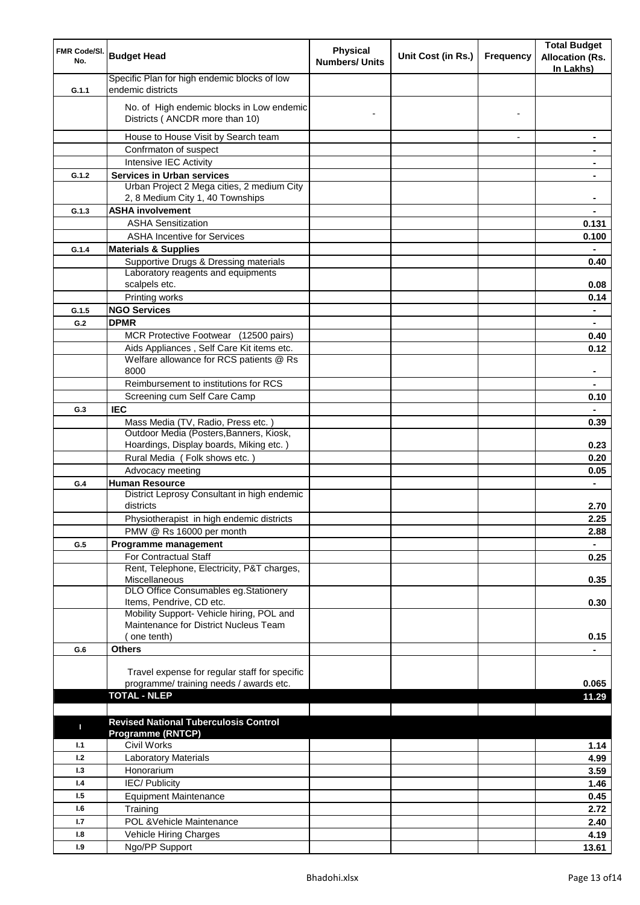| FMR Code/Sl. No. | Budget Head | Physical Numbers/ Units | Unit Cost (in Rs.) | Frequency | Total Budget Allocation (Rs. In Lakhs) |
|---|---|---|---|---|---|
| G.1.1 | Specific Plan for high endemic blocks of low endemic districts | | | | |
| | No. of High endemic blocks in Low endemic Districts ( ANCDR more than 10) | - | | - | |
| | House to House Visit by Search team | | | - | - |
| | Confrmaton of suspect | | | | - |
| | Intensive IEC Activity | | | | - |
| G.1.2 | **Services in Urban services** | | | | - |
| | Urban Project 2 Mega cities, 2 medium City 2, 8 Medium City 1, 40 Townships | | | | - |
| G.1.3 | **ASHA involvement** | | | | - |
| | ASHA Sensitization | | | | 0.131 |
| | ASHA Incentive for Services | | | | 0.100 |
| G.1.4 | **Materials & Supplies** | | | | - |
| | Supportive Drugs & Dressing materials | | | | 0.40 |
| | Laboratory reagents and equipments scalpels etc. | | | | 0.08 |
| | Printing works | | | | 0.14 |
| G.1.5 | **NGO Services** | | | | - |
| G.2 | **DPMR** | | | | - |
| | MCR Protective Footwear (12500 pairs) | | | | 0.40 |
| | Aids Appliances , Self Care Kit items etc. | | | | 0.12 |
| | Welfare allowance for RCS patients @ Rs 8000 | | | | - |
| | Reimbursement to institutions for RCS | | | | - |
| | Screening cum Self Care Camp | | | | 0.10 |
| G.3 | **IEC** | | | | - |
| | Mass Media (TV, Radio, Press etc. ) | | | | 0.39 |
| | Outdoor Media (Posters,Banners, Kiosk, Hoardings, Display boards, Miking etc. ) | | | | 0.23 |
| | Rural Media ( Folk shows etc. ) | | | | 0.20 |
| | Advocacy meeting | | | | 0.05 |
| G.4 | **Human Resource** | | | | - |
| | District Leprosy Consultant in high endemic districts | | | | 2.70 |
| | Physiotherapist in high endemic districts | | | | 2.25 |
| | PMW @ Rs 16000 per month | | | | 2.88 |
| G.5 | **Programme management** | | | | - |
| | For Contractual Staff | | | | 0.25 |
| | Rent, Telephone, Electricity, P&T charges, Miscellaneous | | | | 0.35 |
| | DLO Office Consumables eg.Stationery Items, Pendrive, CD etc. | | | | 0.30 |
| | Mobility Support- Vehicle hiring, POL and Maintenance for District Nucleus Team ( one tenth) | | | | 0.15 |
| G.6 | **Others** | | | | - |
| | Travel expense for regular staff for specific programme/ training needs / awards etc. | | | | 0.065 |
| | **TOTAL - NLEP** | | | | **11.29** |
| | | | | | |
| **I** | **Revised National Tuberculosis Control Programme (RNTCP)** | | | | |
| I.1 | Civil Works | | | | 1.14 |
| I.2 | Laboratory Materials | | | | 4.99 |
| I.3 | Honorarium | | | | 3.59 |
| I.4 | IEC/ Publicity | | | | 1.46 |
| I.5 | Equipment Maintenance | | | | 0.45 |
| I.6 | Training | | | | 2.72 |
| I.7 | POL &Vehicle Maintenance | | | | 2.40 |
| I.8 | Vehicle Hiring Charges | | | | 4.19 |
| I.9 | Ngo/PP Support | | | | 13.61 |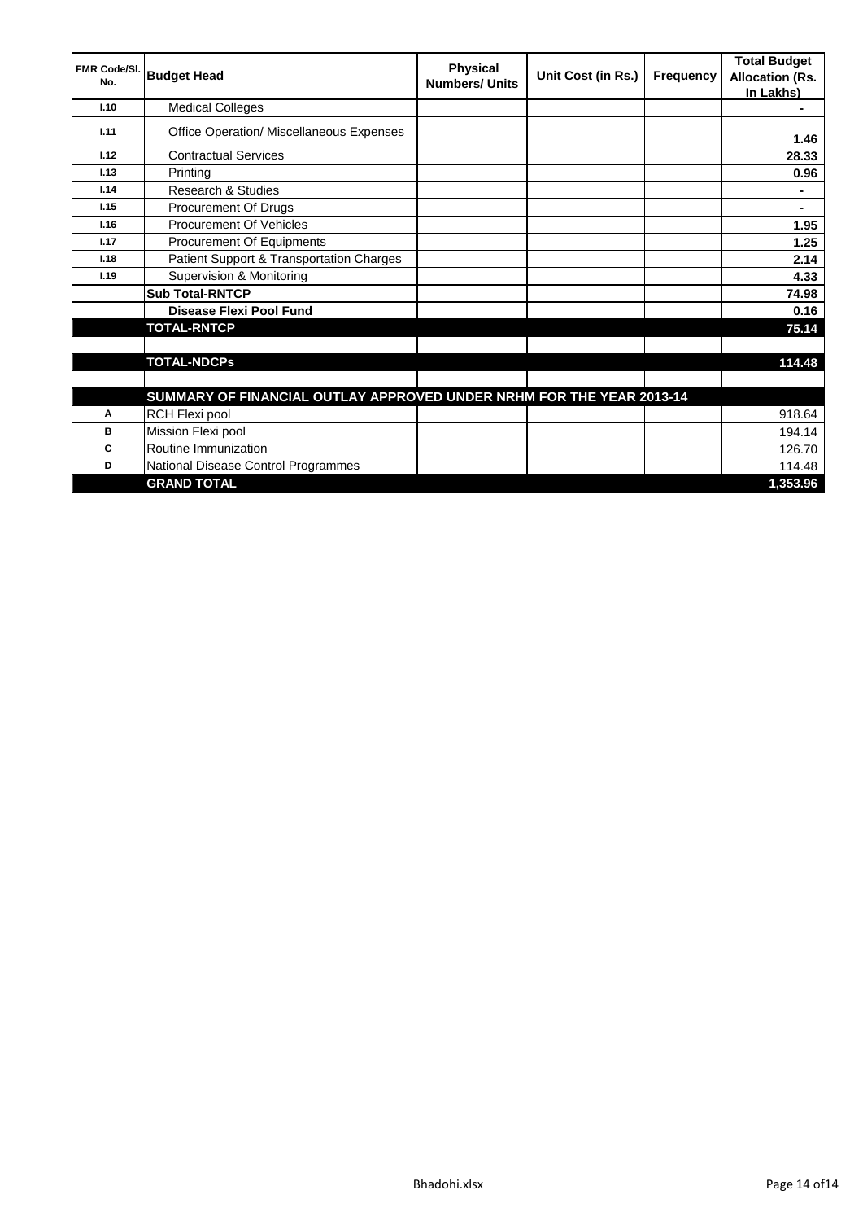| FMR Code/Sl. No. | Budget Head | Physical Numbers/ Units | Unit Cost (in Rs.) | Frequency | Total Budget Allocation (Rs. In Lakhs) |
|---|---|---|---|---|---|
| I.10 | Medical Colleges | | | | - |
| I.11 | Office Operation/ Miscellaneous Expenses | | | | 1.46 |
| I.12 | Contractual Services | | | | 28.33 |
| I.13 | Printing | | | | 0.96 |
| I.14 | Research & Studies | | | | - |
| I.15 | Procurement Of Drugs | | | | - |
| I.16 | Procurement Of Vehicles | | | | 1.95 |
| I.17 | Procurement Of Equipments | | | | 1.25 |
| I.18 | Patient Support & Transportation Charges | | | | 2.14 |
| I.19 | Supervision & Monitoring | | | | 4.33 |
| | **Sub Total-RNTCP** | | | | **74.98** |
| | **Disease Flexi Pool Fund** | | | | **0.16** |
| | **TOTAL-RNTCP** | | | | **75.14** |
| | | | | | |
| | **TOTAL-NDCPs** | | | | **114.48** |
| | | | | | |
| | **SUMMARY OF FINANCIAL OUTLAY APPROVED UNDER NRHM FOR THE YEAR 2013-14** | | | | |
| A | RCH Flexi pool | | | | 918.64 |
| B | Mission Flexi pool | | | | 194.14 |
| C | Routine Immunization | | | | 126.70 |
| D | National Disease Control Programmes | | | | 114.48 |
| | **GRAND TOTAL** | | | | **1,353.96** |